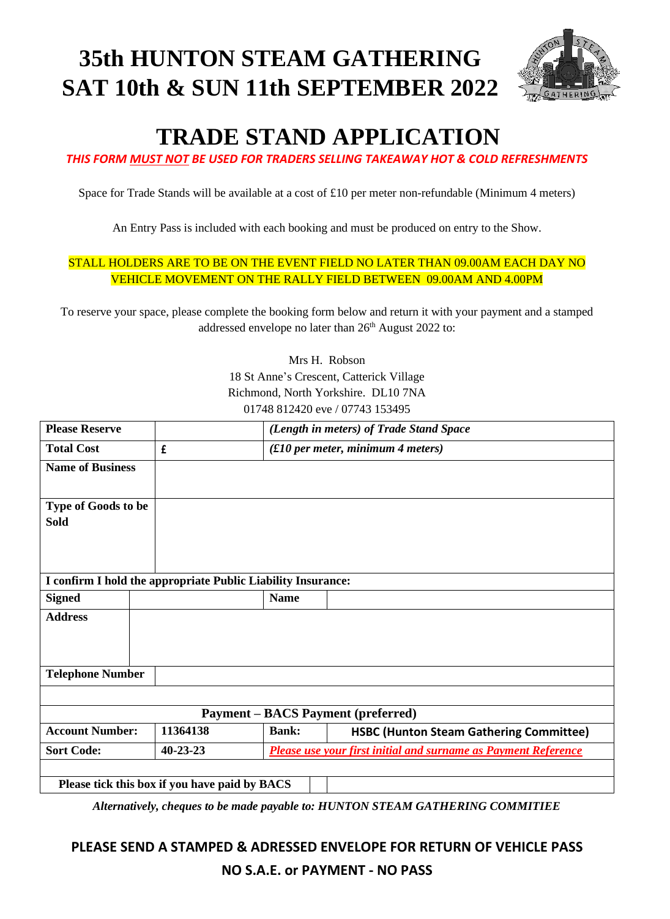# 35th HUNTON STEAM GATHERING
# SAT 10th & SUN 11th SEPTEMBER 2022

## TRADE STAND APPLICATION

***THIS FORM MUST NOT BE USED FOR TRADERS SELLING TAKEAWAY HOT & COLD REFRESHMENTS***

Space for Trade Stands will be available at a cost of £10 per meter non-refundable (Minimum 4 meters)

An Entry Pass is included with each booking and must be produced on entry to the Show.

STALL HOLDERS ARE TO BE ON THE EVENT FIELD NO LATER THAN 09.00AM EACH DAY NO VEHICLE MOVEMENT ON THE RALLY FIELD BETWEEN 09.00AM AND 4.00PM

To reserve your space, please complete the booking form below and return it with your payment and a stamped addressed envelope no later than 26th August 2022 to:

Mrs H. Robson
18 St Anne's Crescent, Catterick Village
Richmond, North Yorkshire. DL10 7NA
01748 812420 eve / 07743 153495

| **Please Reserve** | | *(Length in meters) of Trade Stand Space* | |
|---|---|---|---|
| **Total Cost** | £ | *(£10 per meter, minimum 4 meters)* | |
| **Name of Business** | | | |
| **Type of Goods to be Sold** | | | |
| **I confirm I hold the appropriate Public Liability Insurance:** | | | |
| **Signed** | | **Name** | |
| **Address** | | | |
| **Telephone Number** | | | |
| | | | |
| **Payment – BACS Payment (preferred)** | | | |
| **Account Number:** | **11364138** | **Bank:** | **HSBC (Hunton Steam Gathering Committee)** |
| **Sort Code:** | **40-23-23** | ***Please use your first initial and surname as Payment Reference*** | |
| | | | |
| **Please tick this box if you have paid by BACS** | | | |

*Alternatively, cheques to be made payable to: HUNTON STEAM GATHERING COMMITIEE*

**PLEASE SEND A STAMPED & ADRESSED ENVELOPE FOR RETURN OF VEHICLE PASS**

**NO S.A.E. or PAYMENT - NO PASS**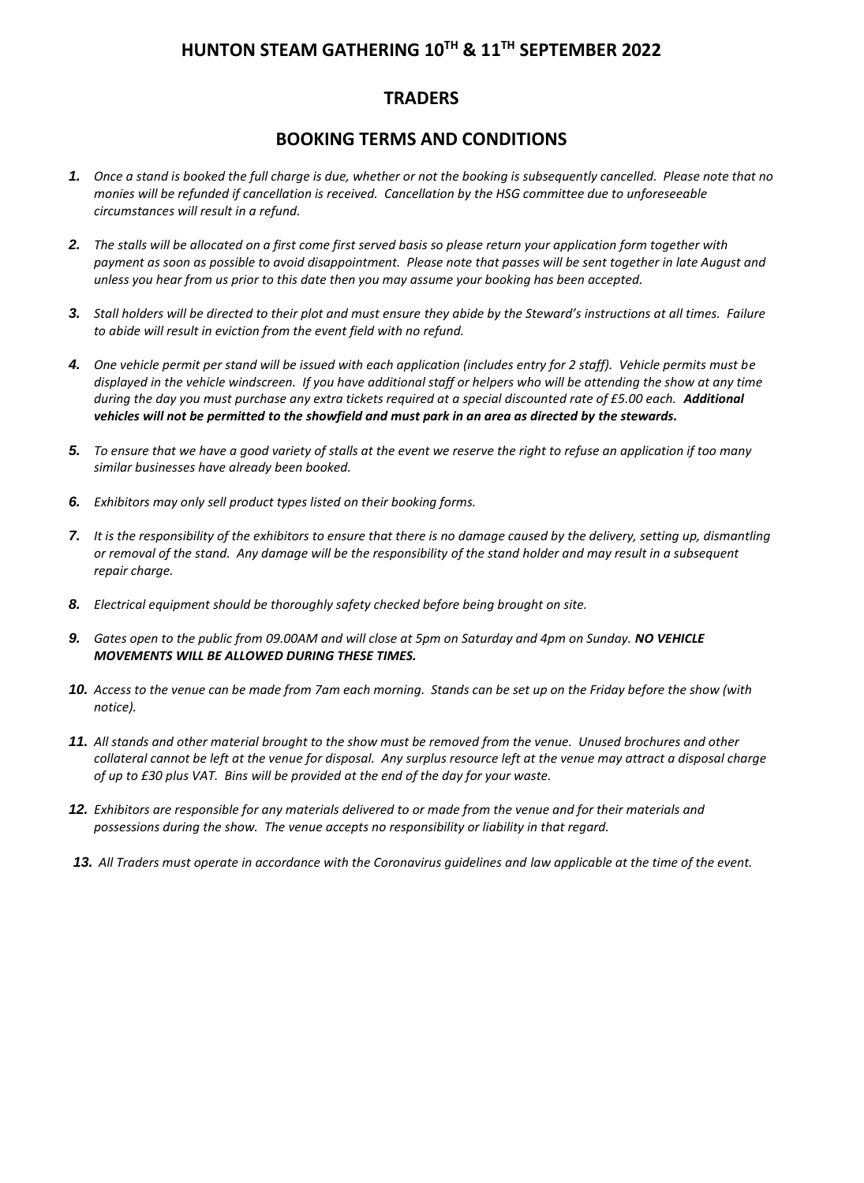# HUNTON STEAM GATHERING 10TH & 11TH SEPTEMBER 2022

## TRADERS

## BOOKING TERMS AND CONDITIONS

1. *Once a stand is booked the full charge is due, whether or not the booking is subsequently cancelled. Please note that no monies will be refunded if cancellation is received. Cancellation by the HSG committee due to unforeseeable circumstances will result in a refund.*

2. *The stalls will be allocated on a first come first served basis so please return your application form together with payment as soon as possible to avoid disappointment. Please note that passes will be sent together in late August and unless you hear from us prior to this date then you may assume your booking has been accepted.*

3. *Stall holders will be directed to their plot and must ensure they abide by the Steward's instructions at all times. Failure to abide will result in eviction from the event field with no refund.*

4. *One vehicle permit per stand will be issued with each application (includes entry for 2 staff). Vehicle permits must be displayed in the vehicle windscreen. If you have additional staff or helpers who will be attending the show at any time during the day you must purchase any extra tickets required at a special discounted rate of £5.00 each.* ***Additional vehicles will not be permitted to the showfield and must park in an area as directed by the stewards.***

5. *To ensure that we have a good variety of stalls at the event we reserve the right to refuse an application if too many similar businesses have already been booked.*

6. *Exhibitors may only sell product types listed on their booking forms.*

7. *It is the responsibility of the exhibitors to ensure that there is no damage caused by the delivery, setting up, dismantling or removal of the stand. Any damage will be the responsibility of the stand holder and may result in a subsequent repair charge.*

8. *Electrical equipment should be thoroughly safety checked before being brought on site.*

9. *Gates open to the public from 09.00AM and will close at 5pm on Saturday and 4pm on Sunday.* ***NO VEHICLE MOVEMENTS WILL BE ALLOWED DURING THESE TIMES.***

10. *Access to the venue can be made from 7am each morning. Stands can be set up on the Friday before the show (with notice).*

11. *All stands and other material brought to the show must be removed from the venue. Unused brochures and other collateral cannot be left at the venue for disposal. Any surplus resource left at the venue may attract a disposal charge of up to £30 plus VAT. Bins will be provided at the end of the day for your waste.*

12. *Exhibitors are responsible for any materials delivered to or made from the venue and for their materials and possessions during the show. The venue accepts no responsibility or liability in that regard.*

13. *All Traders must operate in accordance with the Coronavirus guidelines and law applicable at the time of the event.*